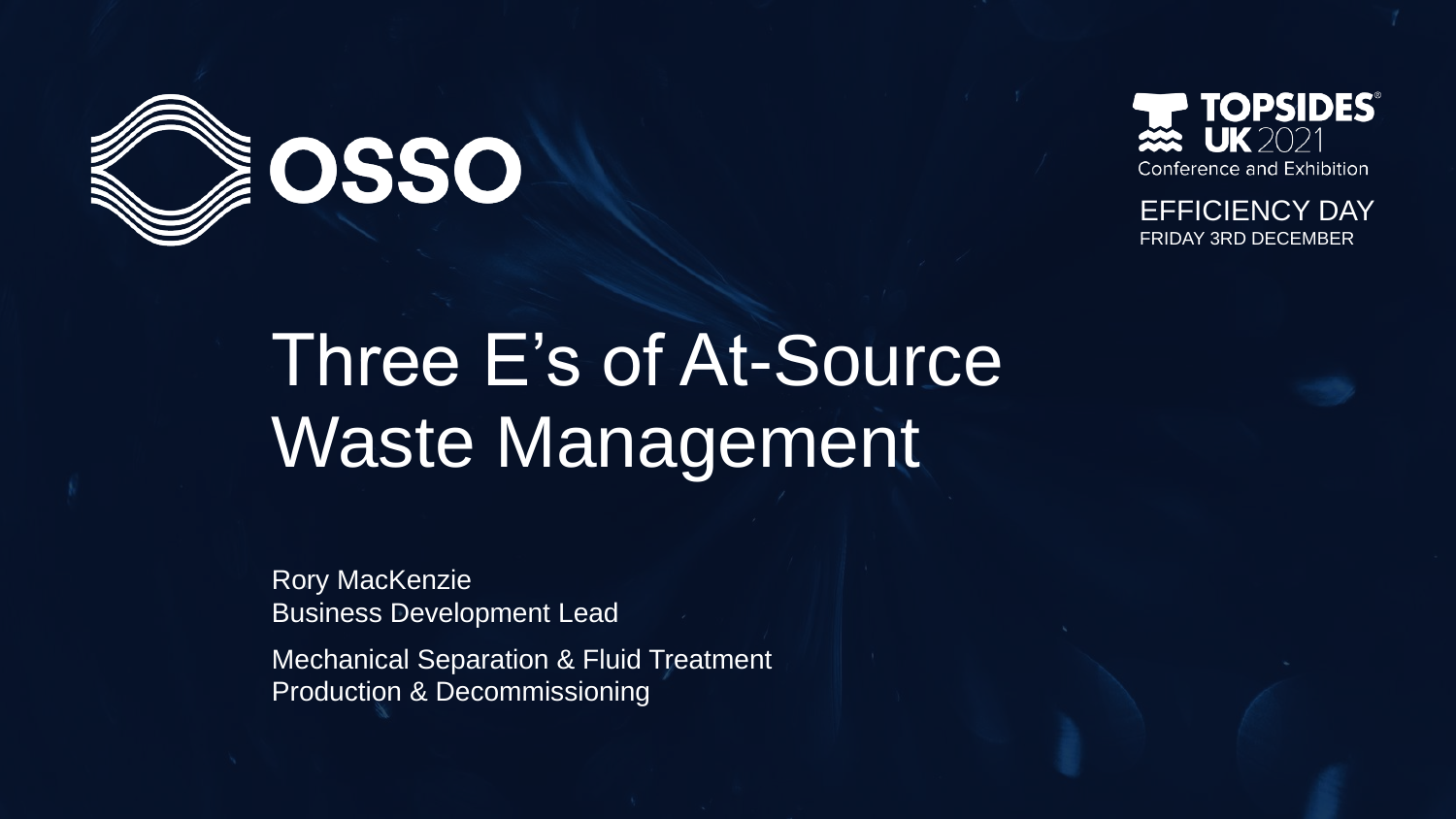OSSO

TOPSIDES® UK 2021
Conference and Exhibition

EFFICIENCY DAY
FRIDAY 3RD DECEMBER

# Three E's of At-Source Waste Management

Rory MacKenzie
Business Development Lead

Mechanical Separation & Fluid Treatment
Production & Decommissioning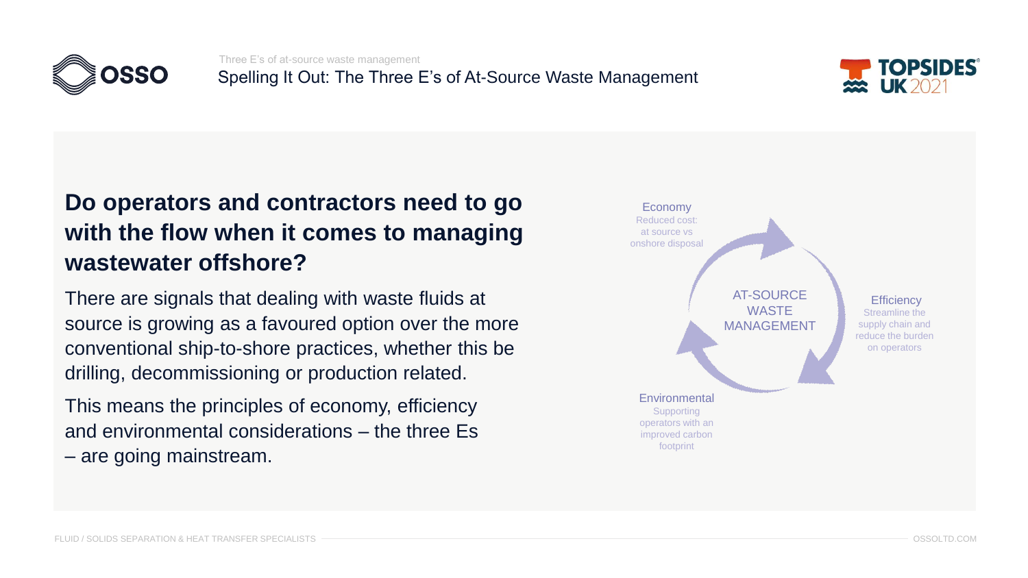Three E's of at-source waste management

# Spelling It Out: The Three E's of At-Source Waste Management

## Do operators and contractors need to go with the flow when it comes to managing wastewater offshore?

There are signals that dealing with waste fluids at source is growing as a favoured option over the more conventional ship-to-shore practices, whether this be drilling, decommissioning or production related.

This means the principles of economy, efficiency and environmental considerations – the three Es – are going mainstream.

AT-SOURCE WASTE MANAGEMENT

**Economy**
Reduced cost: at source vs onshore disposal

**Efficiency**
Streamline the supply chain and reduce the burden on operators

**Environmental**
Supporting operators with an improved carbon footprint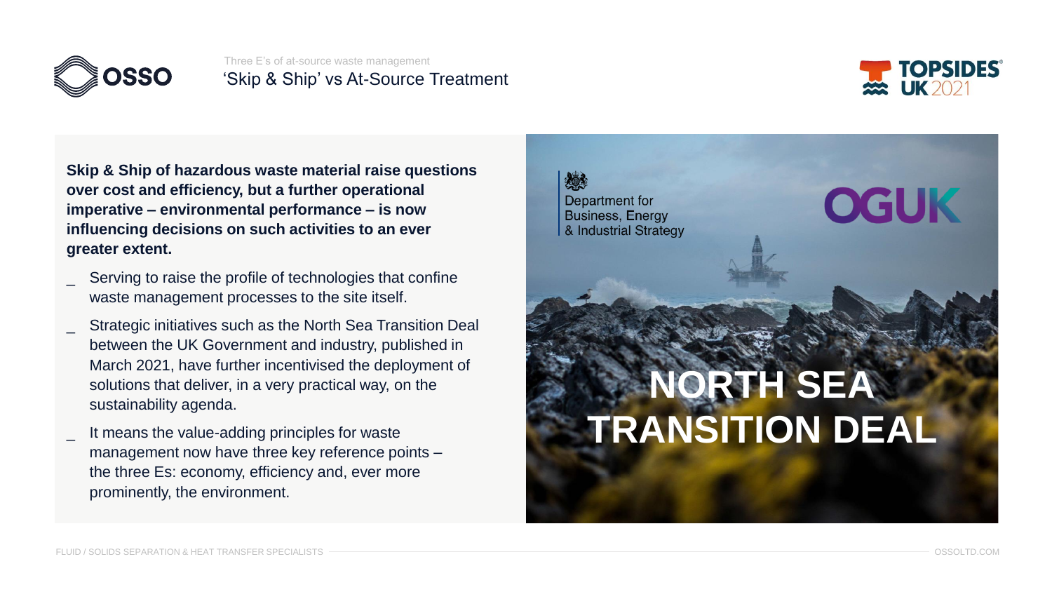Three E's of at-source waste management

# 'Skip & Ship' vs At-Source Treatment

**Skip & Ship of hazardous waste material raise questions over cost and efficiency, but a further operational imperative – environmental performance – is now influencing decisions on such activities to an ever greater extent.**

- Serving to raise the profile of technologies that confine waste management processes to the site itself.
- Strategic initiatives such as the North Sea Transition Deal between the UK Government and industry, published in March 2021, have further incentivised the deployment of solutions that deliver, in a very practical way, on the sustainability agenda.
- It means the value-adding principles for waste management now have three key reference points – the three Es: economy, efficiency and, ever more prominently, the environment.

Department for Business, Energy & Industrial Strategy

OGUK

NORTH SEA TRANSITION DEAL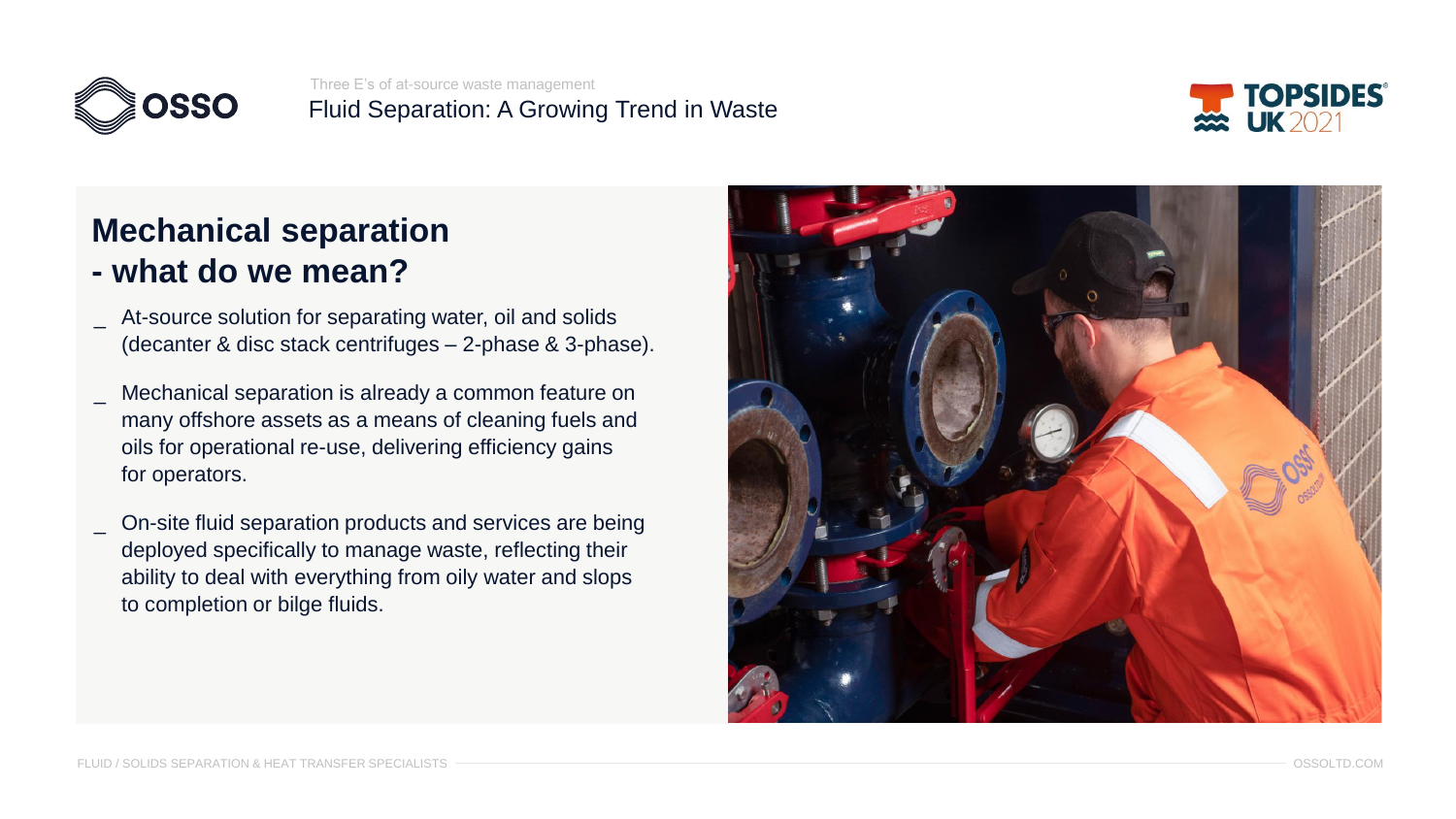Three E's of at-source waste management

Fluid Separation: A Growing Trend in Waste

## Mechanical separation - what do we mean?

- At-source solution for separating water, oil and solids (decanter & disc stack centrifuges – 2-phase & 3-phase).
- Mechanical separation is already a common feature on many offshore assets as a means of cleaning fuels and oils for operational re-use, delivering efficiency gains for operators.
- On-site fluid separation products and services are being deployed specifically to manage waste, reflecting their ability to deal with everything from oily water and slops to completion or bilge fluids.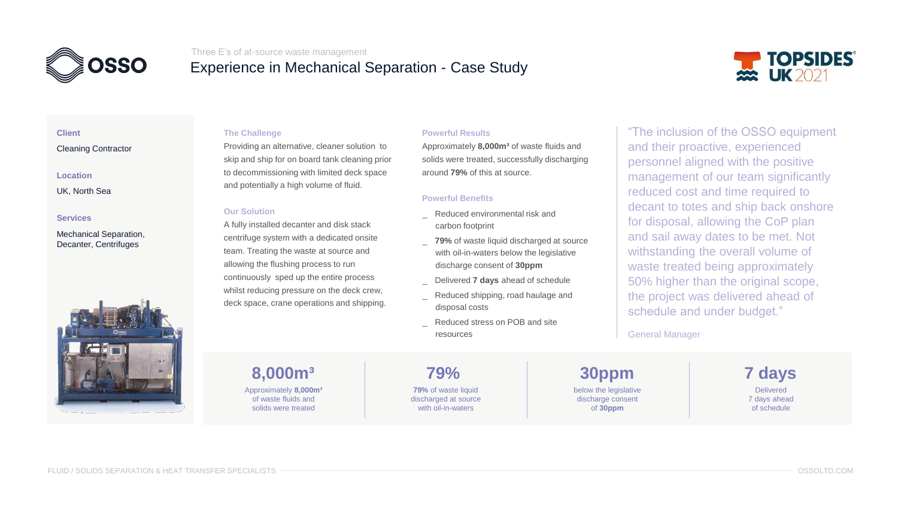Three E's of at-source waste management

# Experience in Mechanical Separation - Case Study

**Client**

Cleaning Contractor

**Location**

UK, North Sea

**Services**

Mechanical Separation, Decanter, Centrifuges

### The Challenge

Providing an alternative, cleaner solution to skip and ship for on board tank cleaning prior to decommissioning with limited deck space and potentially a high volume of fluid.

### Our Solution

A fully installed decanter and disk stack centrifuge system with a dedicated onsite team. Treating the waste at source and allowing the flushing process to run continuously sped up the entire process whilst reducing pressure on the deck crew, deck space, crane operations and shipping.

### Powerful Results

Approximately **8,000m³** of waste fluids and solids were treated, successfully discharging around **79%** of this at source.

### Powerful Benefits

- Reduced environmental risk and carbon footprint
- **79%** of waste liquid discharged at source with oil-in-waters below the legislative discharge consent of **30ppm**
- Delivered **7 days** ahead of schedule
- Reduced shipping, road haulage and disposal costs
- Reduced stress on POB and site resources

"The inclusion of the OSSO equipment and their proactive, experienced personnel aligned with the positive management of our team significantly reduced cost and time required to decant to totes and ship back onshore for disposal, allowing the CoP plan and sail away dates to be met. Not withstanding the overall volume of waste treated being approximately 50% higher than the original scope, the project was delivered ahead of schedule and under budget."

General Manager

**8,000m³**

Approximately **8,000m³** of waste fluids and solids were treated

**79%**

**79%** of waste liquid discharged at source with oil-in-waters

**30ppm**

below the legislative discharge consent of **30ppm**

**7 days**

Delivered 7 days ahead of schedule

FLUID / SOLIDS SEPARATION & HEAT TRANSFER SPECIALISTS

OSSOLTD.COM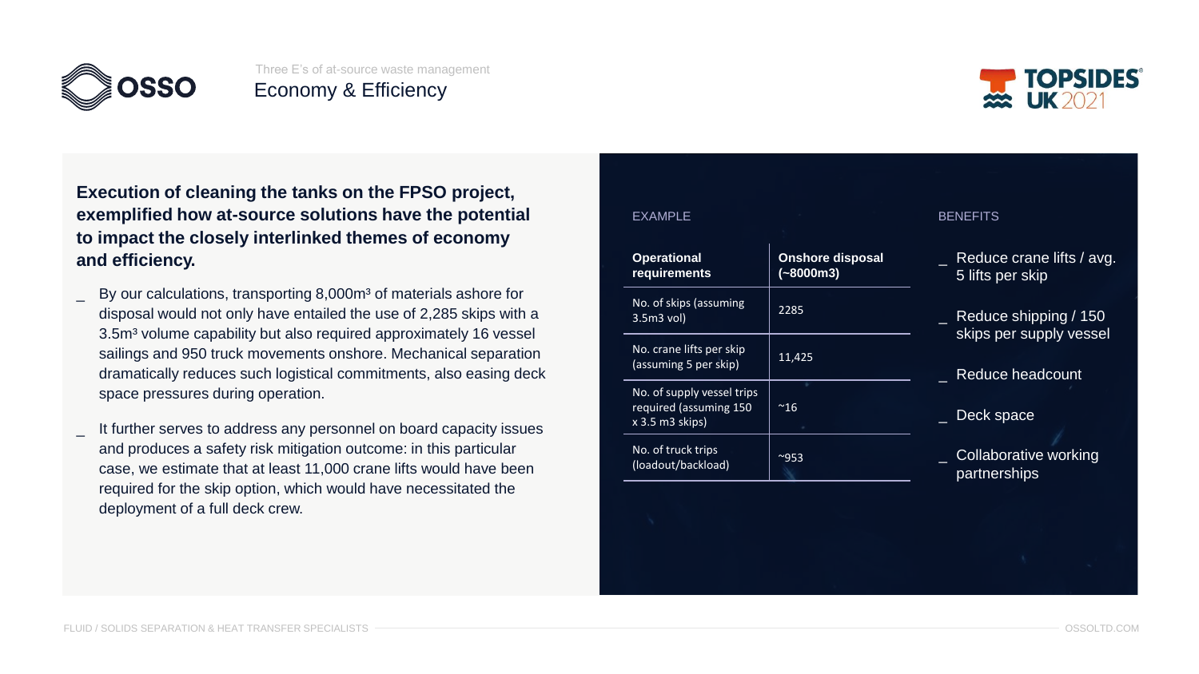Three E's of at-source waste management

# Economy & Efficiency

**Execution of cleaning the tanks on the FPSO project, exemplified how at-source solutions have the potential to impact the closely interlinked themes of economy and efficiency.**

_ By our calculations, transporting 8,000m³ of materials ashore for disposal would not only have entailed the use of 2,285 skips with a 3.5m³ volume capability but also required approximately 16 vessel sailings and 950 truck movements onshore. Mechanical separation dramatically reduces such logistical commitments, also easing deck space pressures during operation.

_ It further serves to address any personnel on board capacity issues and produces a safety risk mitigation outcome: in this particular case, we estimate that at least 11,000 crane lifts would have been required for the skip option, which would have necessitated the deployment of a full deck crew.

EXAMPLE

| Operational requirements | Onshore disposal (~8000m3) |
|---|---|
| No. of skips (assuming 3.5m3 vol) | 2285 |
| No. crane lifts per skip (assuming 5 per skip) | 11,425 |
| No. of supply vessel trips required (assuming 150 x 3.5 m3 skips) | ~16 |
| No. of truck trips (loadout/backload) | ~953 |

BENEFITS

_ Reduce crane lifts / avg. 5 lifts per skip

_ Reduce shipping / 150 skips per supply vessel

_ Reduce headcount

_ Deck space

_ Collaborative working partnerships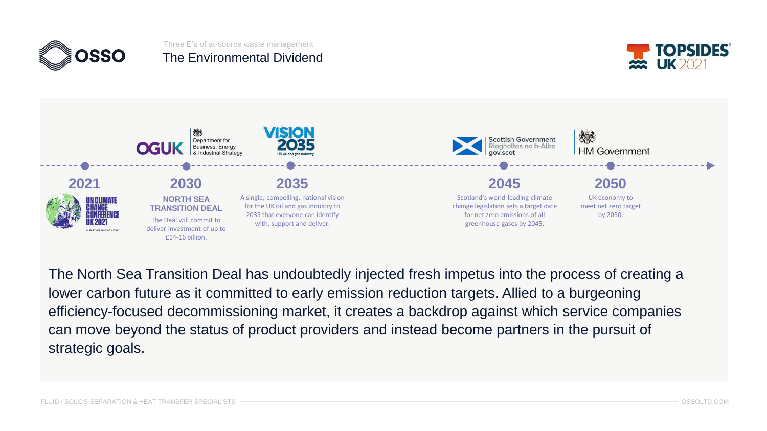Three E's of at-source waste management

# The Environmental Dividend

## 2021

UN CLIMATE CHANGE CONFERENCE UK 2021

IN PARTNERSHIP WITH ITALY

## 2030

OGUK | Department for Business, Energy & Industrial Strategy

**NORTH SEA TRANSITION DEAL**

The Deal will commit to deliver investment of up to £14-16 billion.

## 2035

VISION 2035 — UK oil and gas industry

A single, compelling, national vision for the UK oil and gas industry to 2035 that everyone can identify with, support and deliver.

## 2045

Scottish Government | Riaghaltas na h-Alba | gov.scot

Scotland's world-leading climate change legislation sets a target date for net zero emissions of all greenhouse gases by 2045.

## 2050

HM Government

UK economy to meet net zero target by 2050.

The North Sea Transition Deal has undoubtedly injected fresh impetus into the process of creating a lower carbon future as it committed to early emission reduction targets. Allied to a burgeoning efficiency-focused decommissioning market, it creates a backdrop against which service companies can move beyond the status of product providers and instead become partners in the pursuit of strategic goals.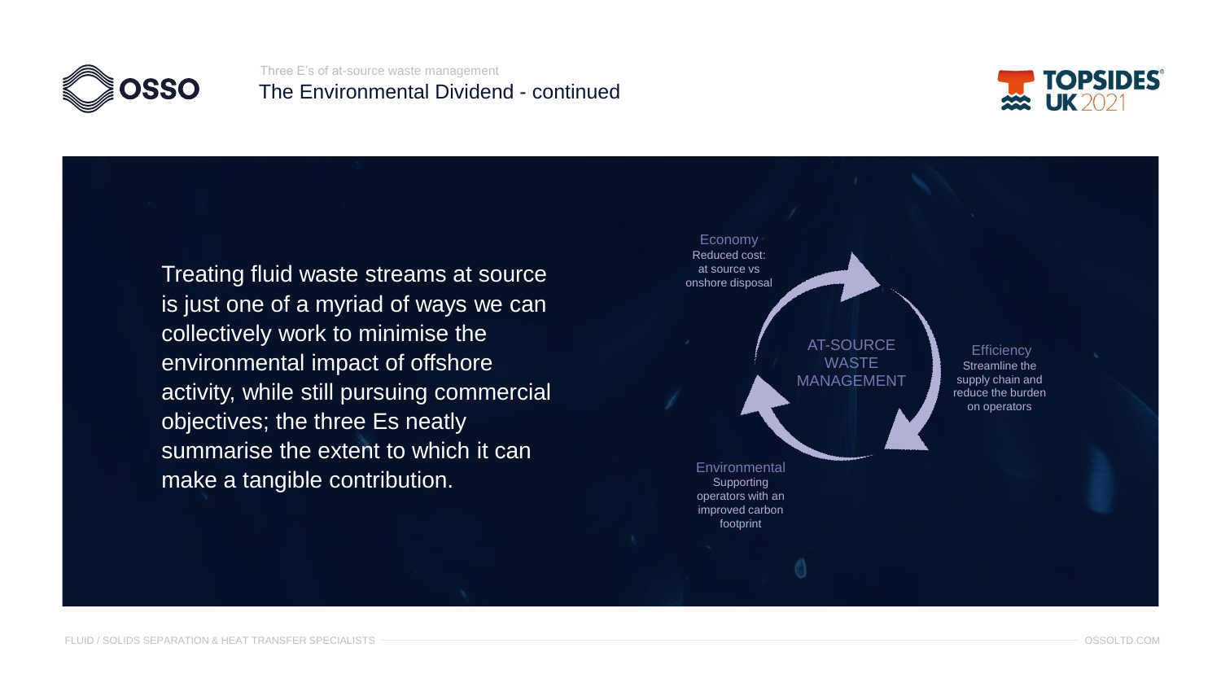Three E's of at-source waste management

## The Environmental Dividend - continued

Treating fluid waste streams at source is just one of a myriad of ways we can collectively work to minimise the environmental impact of offshore activity, while still pursuing commercial objectives; the three Es neatly summarise the extent to which it can make a tangible contribution.

**AT-SOURCE WASTE MANAGEMENT**

**Economy**
Reduced cost: at source vs onshore disposal

**Efficiency**
Streamline the supply chain and reduce the burden on operators

**Environmental**
Supporting operators with an improved carbon footprint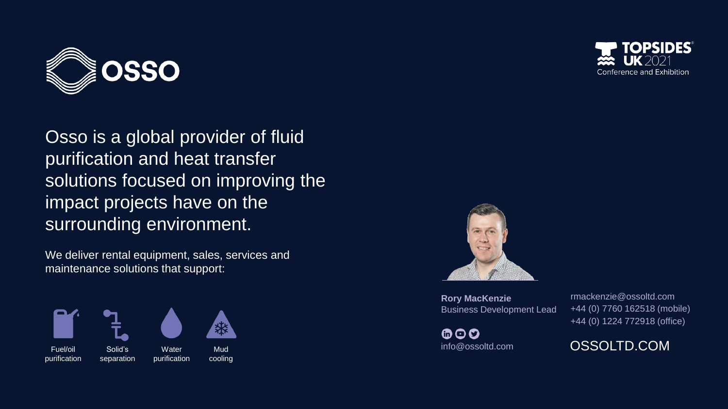OSSO

TOPSIDES UK 2021
Conference and Exhibition

Osso is a global provider of fluid purification and heat transfer solutions focused on improving the impact projects have on the surrounding environment.

We deliver rental equipment, sales, services and maintenance solutions that support:

- Fuel/oil purification
- Solid's separation
- Water purification
- Mud cooling

**Rory MacKenzie**
Business Development Lead

rmackenzie@ossoltd.com
+44 (0) 7760 162518 (mobile)
+44 (0) 1224 772918 (office)

info@ossoltd.com

OSSOLTD.COM